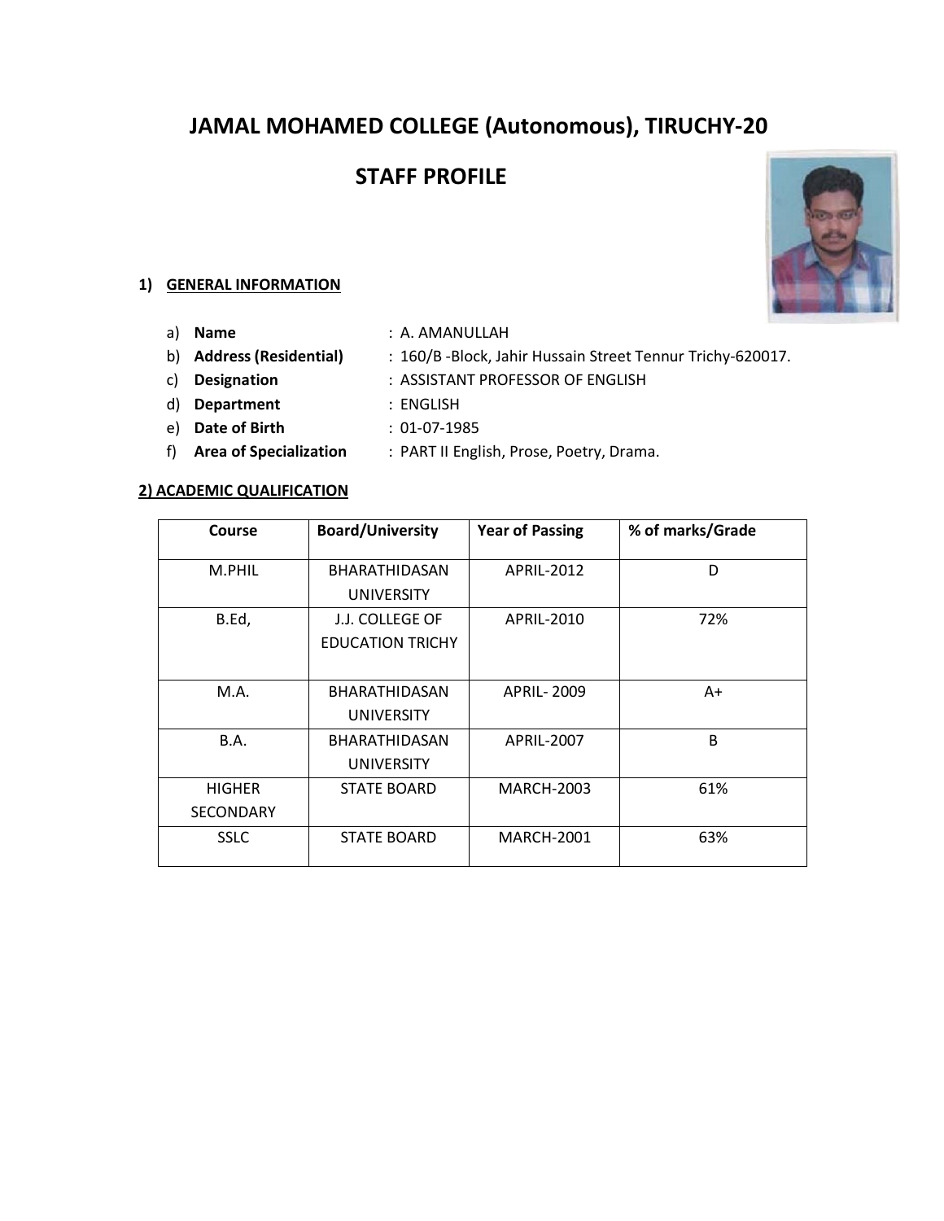# JAMAL MOHAMED COLLEGE (Autonomous), TIRUCHY-20

## STAFF PROFILE

### 1) GENERAL INFORMATION

a) **Name** : A. AMANULLAH
b) **Address (Residential)** : 160/B -Block, Jahir Hussain Street Tennur Trichy-620017.
c) **Designation** : ASSISTANT PROFESSOR OF ENGLISH
d) **Department** : ENGLISH
e) **Date of Birth** : 01-07-1985
f) **Area of Specialization** : PART II English, Prose, Poetry, Drama.

### 2) ACADEMIC QUALIFICATION

| Course | Board/University | Year of Passing | % of marks/Grade |
|---|---|---|---|
| M.PHIL | BHARATHIDASAN UNIVERSITY | APRIL-2012 | D |
| B.Ed, | J.J. COLLEGE OF EDUCATION TRICHY | APRIL-2010 | 72% |
| M.A. | BHARATHIDASAN UNIVERSITY | APRIL- 2009 | A+ |
| B.A. | BHARATHIDASAN UNIVERSITY | APRIL-2007 | B |
| HIGHER SECONDARY | STATE BOARD | MARCH-2003 | 61% |
| SSLC | STATE BOARD | MARCH-2001 | 63% |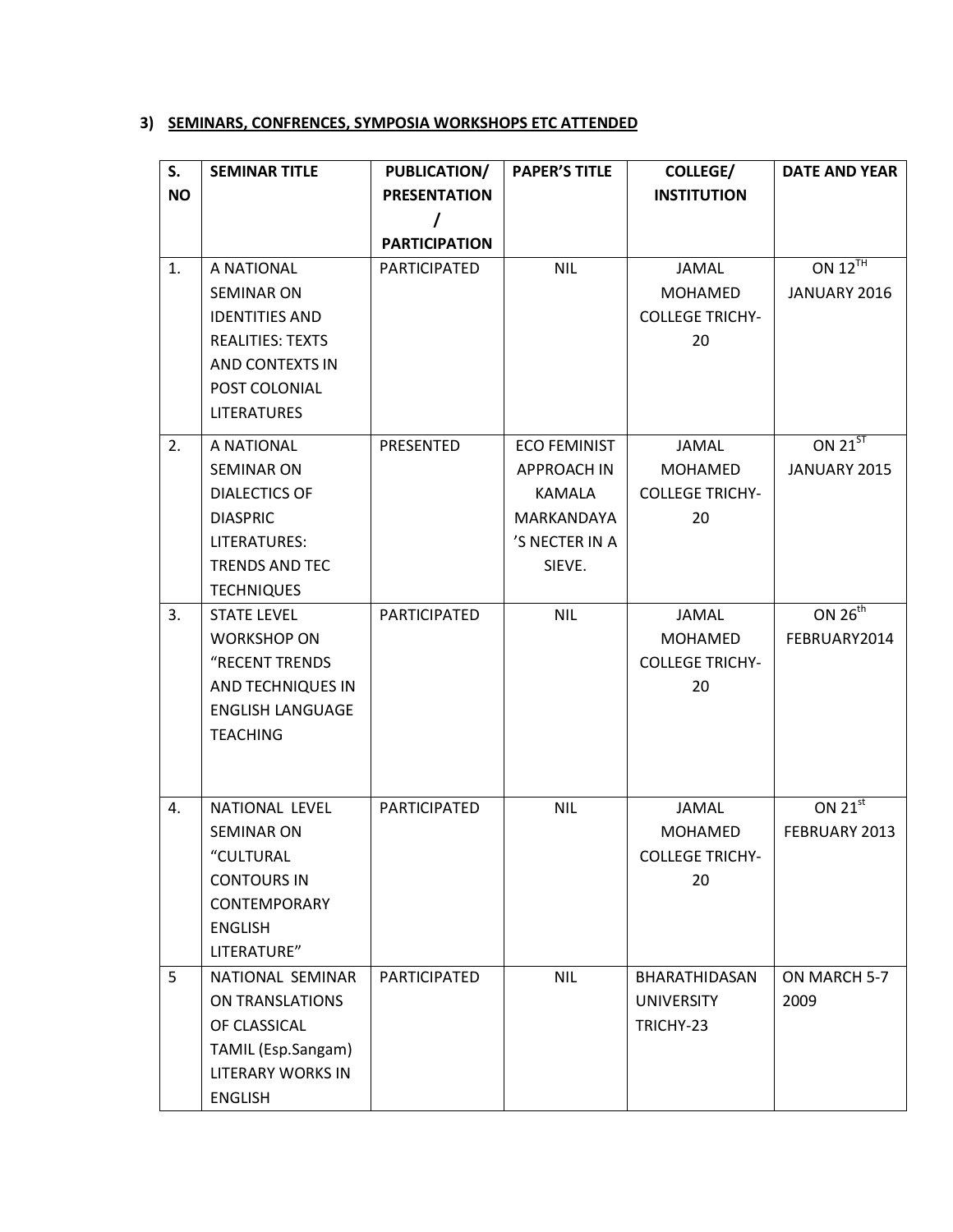### 3) SEMINARS, CONFRENCES, SYMPOSIA WORKSHOPS ETC ATTENDED

| S. NO | SEMINAR TITLE | PUBLICATION/ PRESENTATION / PARTICIPATION | PAPER'S TITLE | COLLEGE/ INSTITUTION | DATE AND YEAR |
|---|---|---|---|---|---|
| 1. | A NATIONAL SEMINAR ON IDENTITIES AND REALITIES: TEXTS AND CONTEXTS IN POST COLONIAL LITERATURES | PARTICIPATED | NIL | JAMAL MOHAMED COLLEGE TRICHY-20 | ON 12TH JANUARY 2016 |
| 2. | A NATIONAL SEMINAR ON DIALECTICS OF DIASPRIC LITERATURES: TRENDS AND TEC TECHNIQUES | PRESENTED | ECO FEMINIST APPROACH IN KAMALA MARKANDAYA'S NECTER IN A SIEVE. | JAMAL MOHAMED COLLEGE TRICHY-20 | ON 21ST JANUARY 2015 |
| 3. | STATE LEVEL WORKSHOP ON "RECENT TRENDS AND TECHNIQUES IN ENGLISH LANGUAGE TEACHING | PARTICIPATED | NIL | JAMAL MOHAMED COLLEGE TRICHY-20 | ON 26th FEBRUARY2014 |
| 4. | NATIONAL LEVEL SEMINAR ON "CULTURAL CONTOURS IN CONTEMPORARY ENGLISH LITERATURE" | PARTICIPATED | NIL | JAMAL MOHAMED COLLEGE TRICHY-20 | ON 21st FEBRUARY 2013 |
| 5 | NATIONAL SEMINAR ON TRANSLATIONS OF CLASSICAL TAMIL (Esp.Sangam) LITERARY WORKS IN ENGLISH | PARTICIPATED | NIL | BHARATHIDASAN UNIVERSITY TRICHY-23 | ON MARCH 5-7 2009 |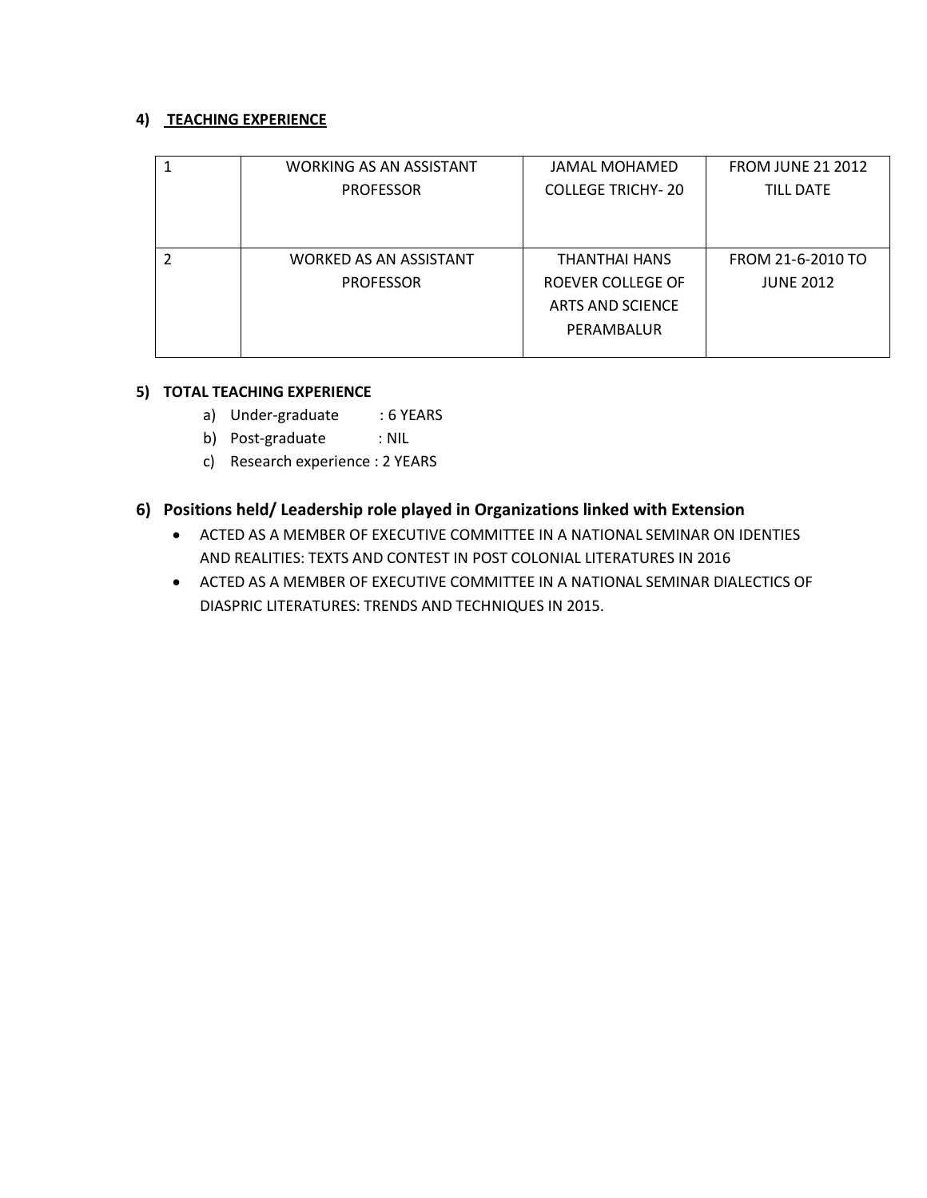#### 4) TEACHING EXPERIENCE

| | | | |
|---|---|---|---|
| 1 | WORKING AS AN ASSISTANT PROFESSOR | JAMAL MOHAMED COLLEGE TRICHY- 20 | FROM JUNE 21 2012 TILL DATE |
| 2 | WORKED AS AN ASSISTANT PROFESSOR | THANTHAI HANS ROEVER COLLEGE OF ARTS AND SCIENCE PERAMBALUR | FROM 21-6-2010 TO JUNE 2012 |

#### 5) TOTAL TEACHING EXPERIENCE

a) Under-graduate : 6 YEARS
b) Post-graduate : NIL
c) Research experience : 2 YEARS

### 6) Positions held/ Leadership role played in Organizations linked with Extension

- ACTED AS A MEMBER OF EXECUTIVE COMMITTEE IN A NATIONAL SEMINAR ON IDENTIES AND REALITIES: TEXTS AND CONTEST IN POST COLONIAL LITERATURES IN 2016
- ACTED AS A MEMBER OF EXECUTIVE COMMITTEE IN A NATIONAL SEMINAR DIALECTICS OF DIASPRIC LITERATURES: TRENDS AND TECHNIQUES IN 2015.